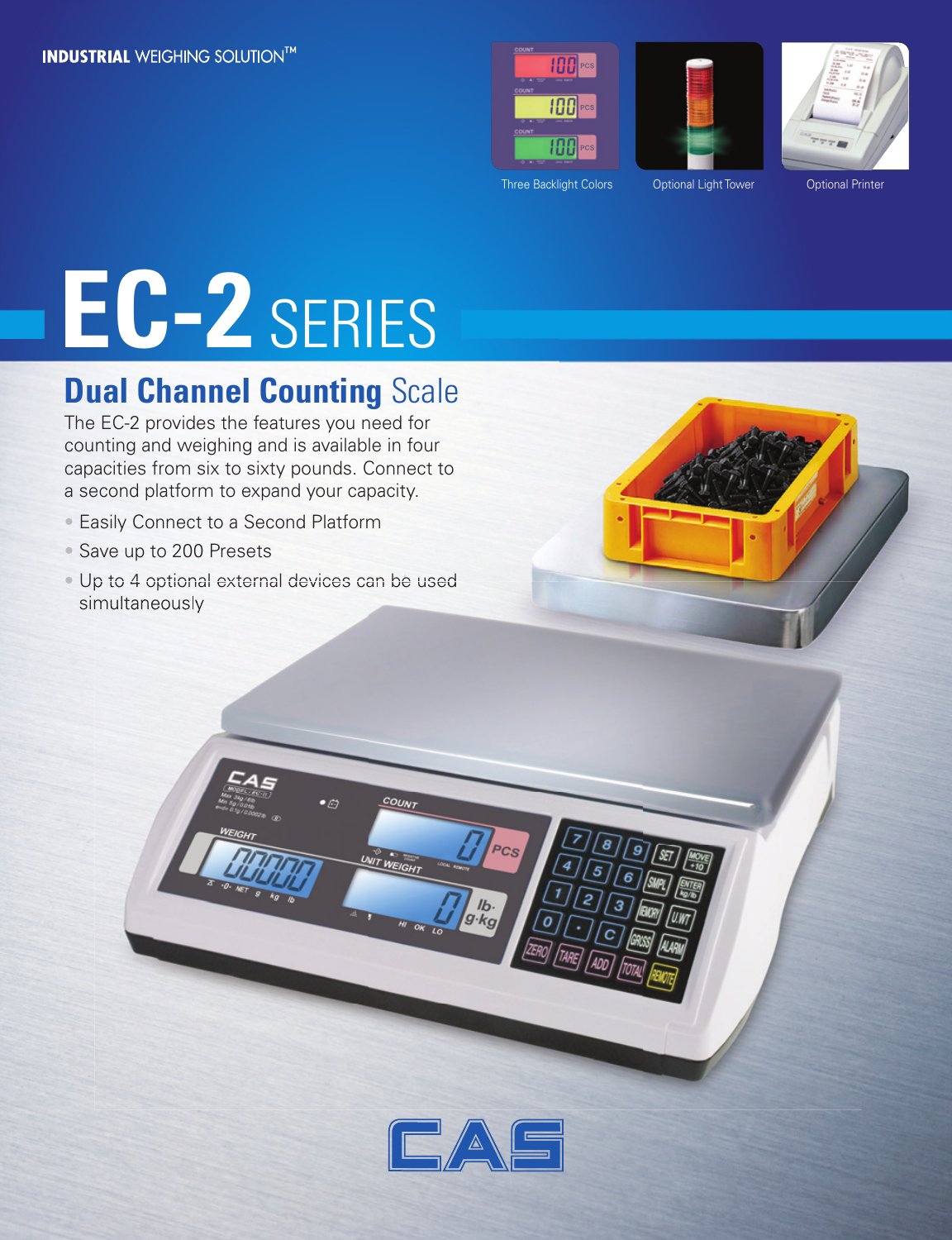INDUSTRIAL WEIGHING SOLUTION™

Three Backlight Colors

Optional Light Tower

Optional Printer

# EC-2 SERIES

## Dual Channel Counting Scale

The EC-2 provides the features you need for counting and weighing and is available in four capacities from six to sixty pounds. Connect to a second platform to expand your capacity.

- Easily Connect to a Second Platform
- Save up to 200 Presets
- Up to 4 optional external devices can be used simultaneously

CAS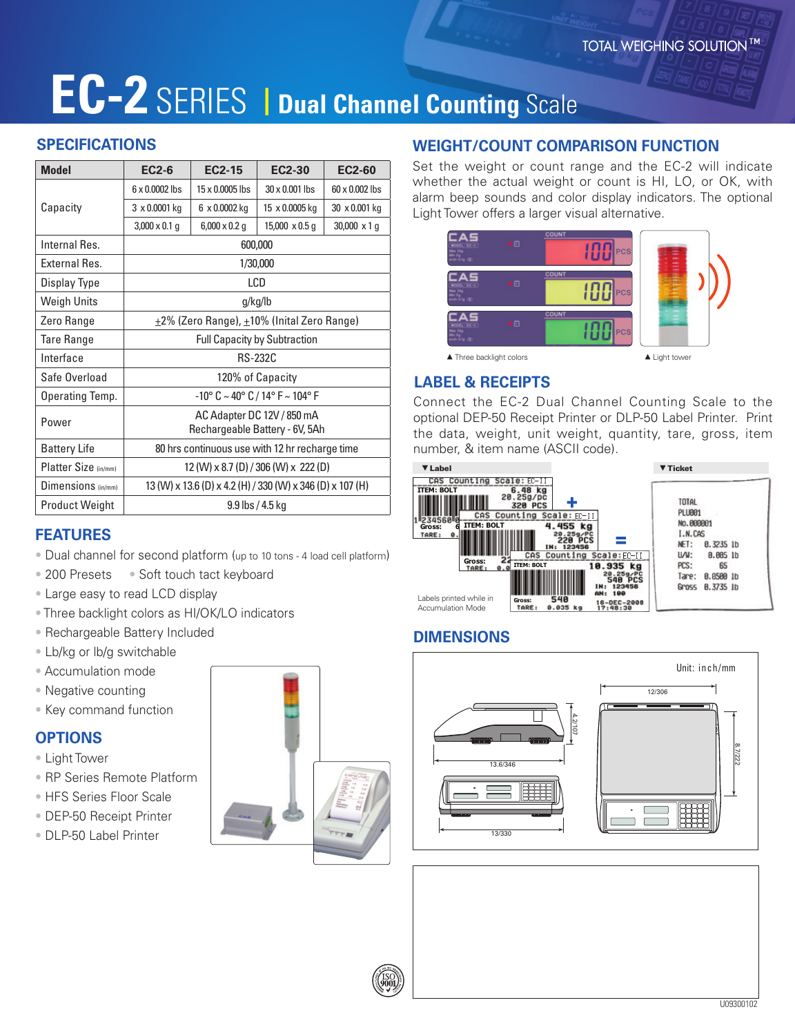TOTAL WEIGHING SOLUTION™

# EC-2 SERIES | Dual Channel Counting Scale

## SPECIFICATIONS

| Model | EC2-6 | EC2-15 | EC2-30 | EC2-60 |
|---|---|---|---|---|
| Capacity | 6 x 0.0002 lbs | 15 x 0.0005 lbs | 30 x 0.001 lbs | 60 x 0.002 lbs |
| | 3 x 0.0001 kg | 6 x 0.0002 kg | 15 x 0.0005 kg | 30 x 0.001 kg |
| | 3,000 x 0.1 g | 6,000 x 0.2 g | 15,000 x 0.5 g | 30,000 x 1 g |
| Internal Res. | 600,000 | | | |
| External Res. | 1/30,000 | | | |
| Display Type | LCD | | | |
| Weigh Units | g/kg/lb | | | |
| Zero Range | ±2% (Zero Range), ±10% (Inital Zero Range) | | | |
| Tare Range | Full Capacity by Subtraction | | | |
| Interface | RS-232C | | | |
| Safe Overload | 120% of Capacity | | | |
| Operating Temp. | -10° C ~ 40° C / 14° F ~ 104° F | | | |
| Power | AC Adapter DC 12V / 850 mA Rechargeable Battery - 6V, 5Ah | | | |
| Battery Life | 80 hrs continuous use with 12 hr recharge time | | | |
| Platter Size (in/mm) | 12 (W) x 8.7 (D) / 306 (W) x 222 (D) | | | |
| Dimensions (in/mm) | 13 (W) x 13.6 (D) x 4.2 (H) / 330 (W) x 346 (D) x 107 (H) | | | |
| Product Weight | 9.9 lbs / 4.5 kg | | | |

## FEATURES

- Dual channel for second platform (up to 10 tons - 4 load cell platform)
- 200 Presets
- Soft touch tact keyboard
- Large easy to read LCD display
- Three backlight colors as HI/OK/LO indicators
- Rechargeable Battery Included
- Lb/kg or lb/g switchable
- Accumulation mode
- Negative counting
- Key command function

## OPTIONS

- Light Tower
- RP Series Remote Platform
- HFS Series Floor Scale
- DEP-50 Receipt Printer
- DLP-50 Label Printer

## WEIGHT/COUNT COMPARISON FUNCTION

Set the weight or count range and the EC-2 will indicate whether the actual weight or count is HI, LO, or OK, with alarm beep sounds and color display indicators. The optional Light Tower offers a larger visual alternative.

▲ Three backlight colors

▲ Light tower

## LABEL & RECEIPTS

Connect the EC-2 Dual Channel Counting Scale to the optional DEP-50 Receipt Printer or DLP-50 Label Printer. Print the data, weight, unit weight, quantity, tare, gross, item number, & item name (ASCII code).

▼Label

Labels printed while in Accumulation Mode

▼Ticket

## DIMENSIONS

Unit: inch/mm

12/306

4.2/107

8.7/222

13.6/346

13/330

U09300102